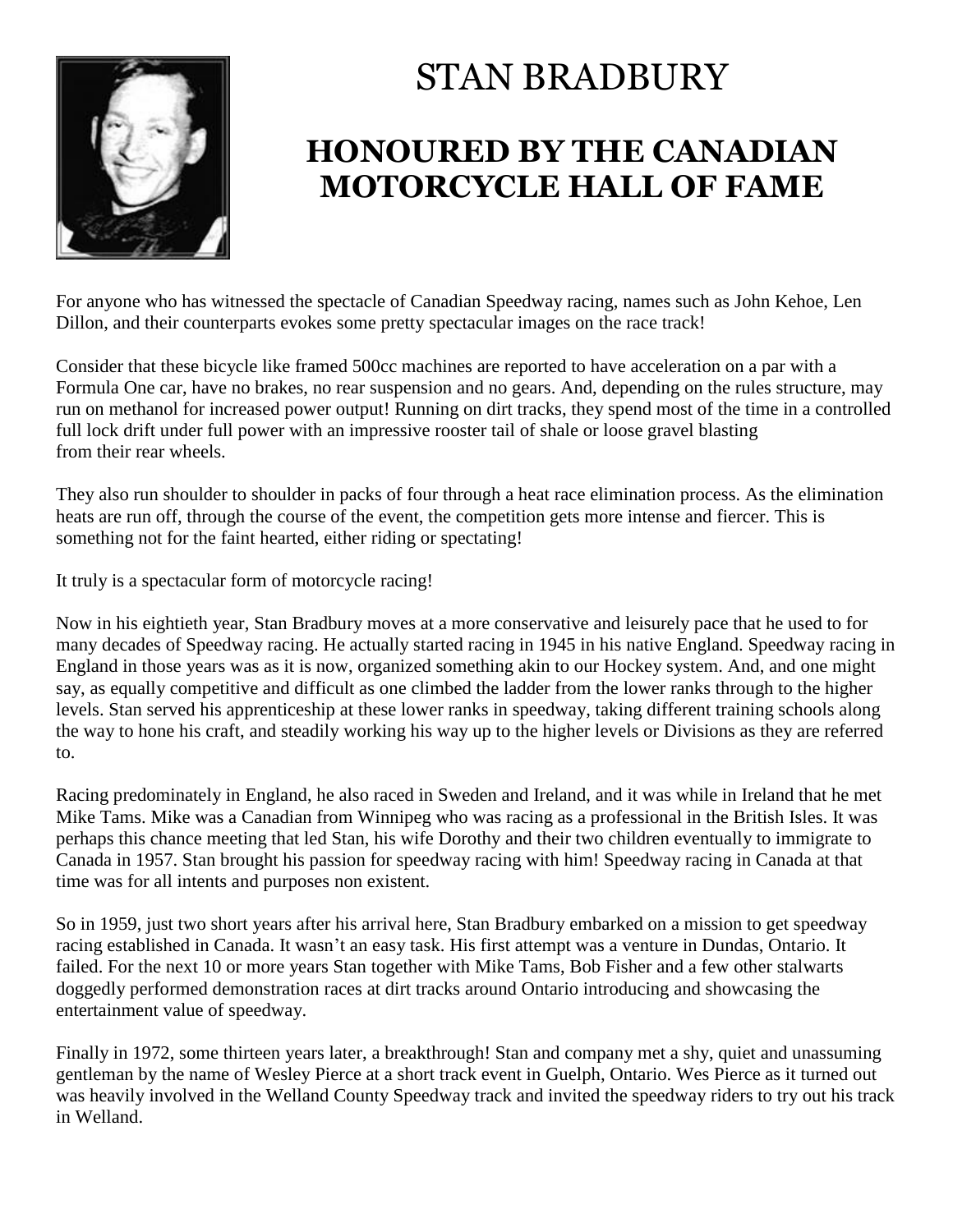# STAN BRADBURY

## HONOURED BY THE CANADIAN MOTORCYCLE HALL OF FAME

For anyone who has witnessed the spectacle of Canadian Speedway racing, names such as John Kehoe, Len Dillon, and their counterparts evokes some pretty spectacular images on the race track!

Consider that these bicycle like framed 500cc machines are reported to have acceleration on a par with a Formula One car, have no brakes, no rear suspension and no gears. And, depending on the rules structure, may run on methanol for increased power output! Running on dirt tracks, they spend most of the time in a controlled full lock drift under full power with an impressive rooster tail of shale or loose gravel blasting from their rear wheels.

They also run shoulder to shoulder in packs of four through a heat race elimination process. As the elimination heats are run off, through the course of the event, the competition gets more intense and fiercer. This is something not for the faint hearted, either riding or spectating!

It truly is a spectacular form of motorcycle racing!

Now in his eightieth year, Stan Bradbury moves at a more conservative and leisurely pace that he used to for many decades of Speedway racing. He actually started racing in 1945 in his native England. Speedway racing in England in those years was as it is now, organized something akin to our Hockey system. And, and one might say, as equally competitive and difficult as one climbed the ladder from the lower ranks through to the higher levels. Stan served his apprenticeship at these lower ranks in speedway, taking different training schools along the way to hone his craft, and steadily working his way up to the higher levels or Divisions as they are referred to.

Racing predominately in England, he also raced in Sweden and Ireland, and it was while in Ireland that he met Mike Tams. Mike was a Canadian from Winnipeg who was racing as a professional in the British Isles. It was perhaps this chance meeting that led Stan, his wife Dorothy and their two children eventually to immigrate to Canada in 1957. Stan brought his passion for speedway racing with him! Speedway racing in Canada at that time was for all intents and purposes non existent.

So in 1959, just two short years after his arrival here, Stan Bradbury embarked on a mission to get speedway racing established in Canada. It wasn't an easy task. His first attempt was a venture in Dundas, Ontario. It failed. For the next 10 or more years Stan together with Mike Tams, Bob Fisher and a few other stalwarts doggedly performed demonstration races at dirt tracks around Ontario introducing and showcasing the entertainment value of speedway.

Finally in 1972, some thirteen years later, a breakthrough! Stan and company met a shy, quiet and unassuming gentleman by the name of Wesley Pierce at a short track event in Guelph, Ontario. Wes Pierce as it turned out was heavily involved in the Welland County Speedway track and invited the speedway riders to try out his track in Welland.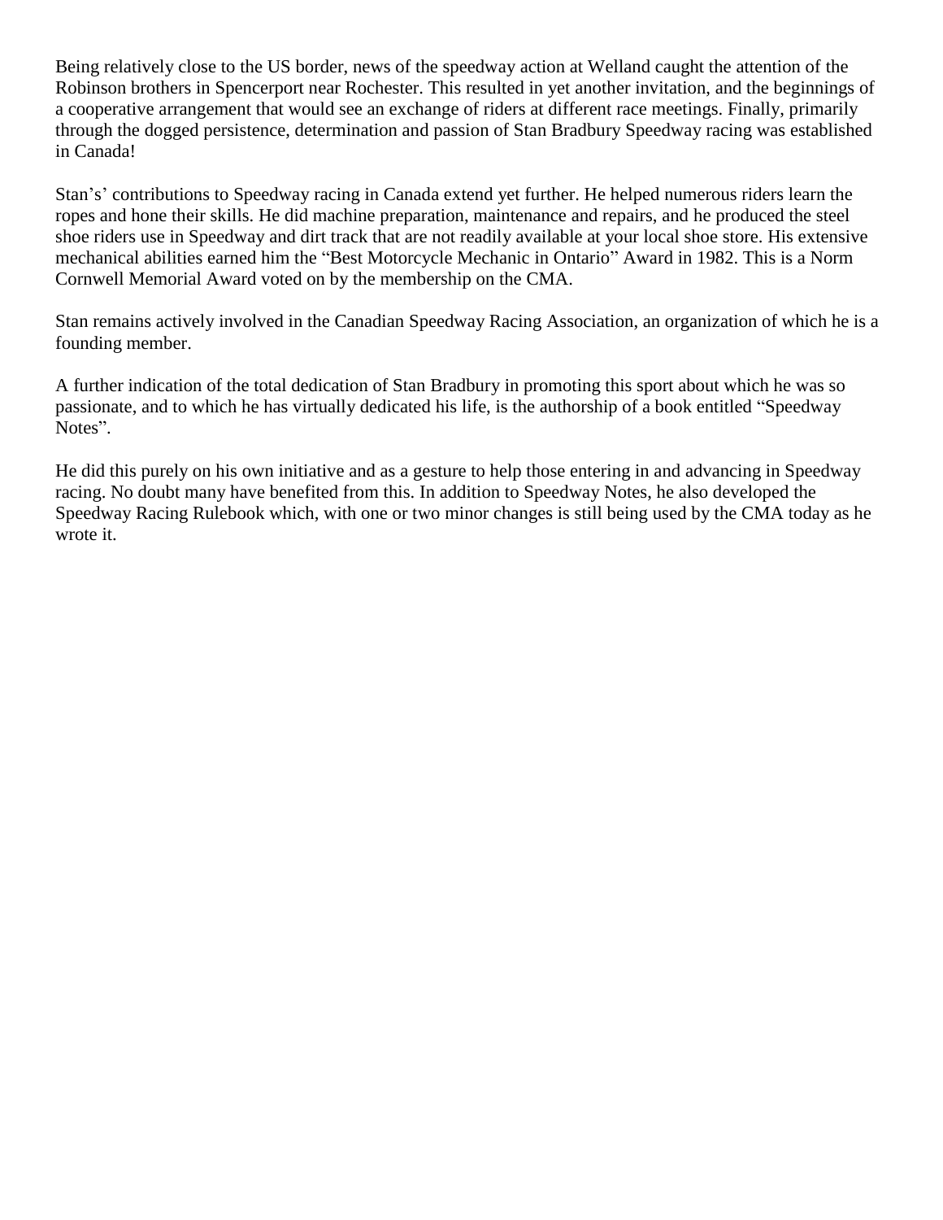Being relatively close to the US border, news of the speedway action at Welland caught the attention of the Robinson brothers in Spencerport near Rochester. This resulted in yet another invitation, and the beginnings of a cooperative arrangement that would see an exchange of riders at different race meetings. Finally, primarily through the dogged persistence, determination and passion of Stan Bradbury Speedway racing was established in Canada!

Stan's' contributions to Speedway racing in Canada extend yet further. He helped numerous riders learn the ropes and hone their skills. He did machine preparation, maintenance and repairs, and he produced the steel shoe riders use in Speedway and dirt track that are not readily available at your local shoe store. His extensive mechanical abilities earned him the "Best Motorcycle Mechanic in Ontario" Award in 1982. This is a Norm Cornwell Memorial Award voted on by the membership on the CMA.

Stan remains actively involved in the Canadian Speedway Racing Association, an organization of which he is a founding member.

A further indication of the total dedication of Stan Bradbury in promoting this sport about which he was so passionate, and to which he has virtually dedicated his life, is the authorship of a book entitled "Speedway Notes".

He did this purely on his own initiative and as a gesture to help those entering in and advancing in Speedway racing. No doubt many have benefited from this. In addition to Speedway Notes, he also developed the Speedway Racing Rulebook which, with one or two minor changes is still being used by the CMA today as he wrote it.